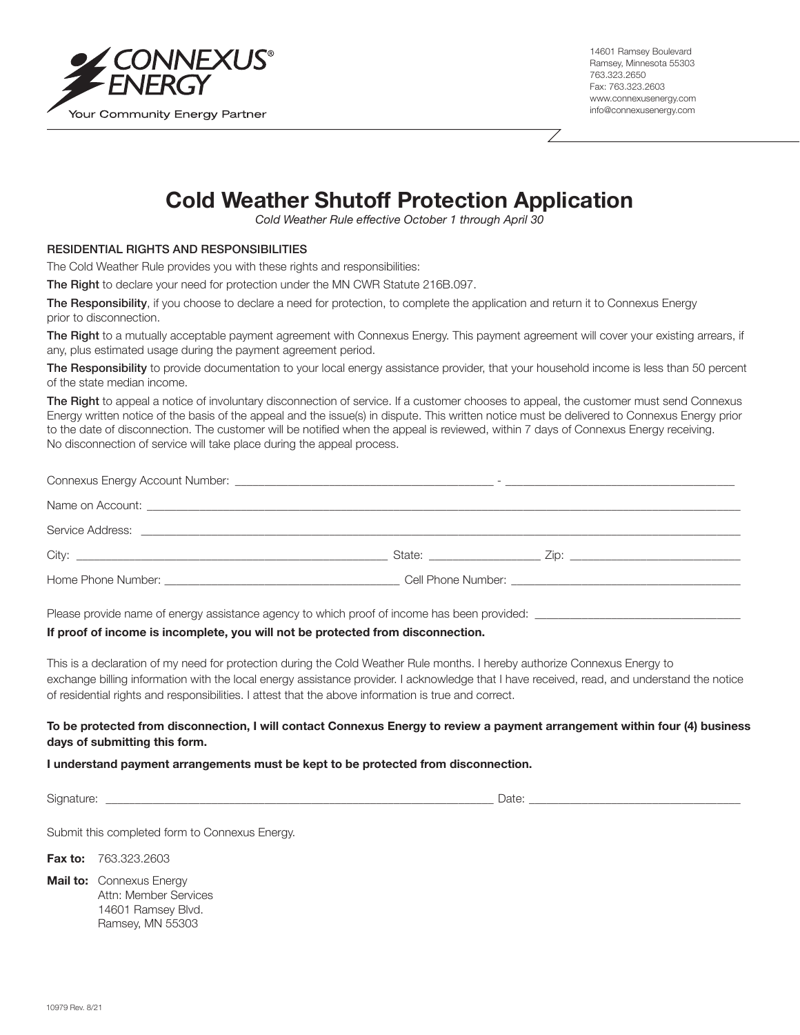CONNEXUS® ENERGY

Your Community Energy Partner

14601 Ramsey Boulevard
Ramsey, Minnesota 55303
763.323.2650
Fax: 763.323.2603
www.connexusenergy.com
info@connexusenergy.com

# Cold Weather Shutoff Protection Application

*Cold Weather Rule effective October 1 through April 30*

## RESIDENTIAL RIGHTS AND RESPONSIBILITIES

The Cold Weather Rule provides you with these rights and responsibilities:

**The Right** to declare your need for protection under the MN CWR Statute 216B.097.

**The Responsibility**, if you choose to declare a need for protection, to complete the application and return it to Connexus Energy prior to disconnection.

**The Right** to a mutually acceptable payment agreement with Connexus Energy. This payment agreement will cover your existing arrears, if any, plus estimated usage during the payment agreement period.

**The Responsibility** to provide documentation to your local energy assistance provider, that your household income is less than 50 percent of the state median income.

**The Right** to appeal a notice of involuntary disconnection of service. If a customer chooses to appeal, the customer must send Connexus Energy written notice of the basis of the appeal and the issue(s) in dispute. This written notice must be delivered to Connexus Energy prior to the date of disconnection. The customer will be notified when the appeal is reviewed, within 7 days of Connexus Energy receiving. No disconnection of service will take place during the appeal process.

Connexus Energy Account Number: ______________________________ - ______________________________

Name on Account: ____________________________________________________________

Service Address: ____________________________________________________________

City: ______________________________ State: ______________ Zip: ______________________

Home Phone Number: ______________________________ Cell Phone Number: ______________________________

Please provide name of energy assistance agency to which proof of income has been provided: ______________________________

**If proof of income is incomplete, you will not be protected from disconnection.**

This is a declaration of my need for protection during the Cold Weather Rule months. I hereby authorize Connexus Energy to exchange billing information with the local energy assistance provider. I acknowledge that I have received, read, and understand the notice of residential rights and responsibilities. I attest that the above information is true and correct.

**To be protected from disconnection, I will contact Connexus Energy to review a payment arrangement within four (4) business days of submitting this form.**

**I understand payment arrangements must be kept to be protected from disconnection.**

Signature: ____________________________________________ Date: ______________________________

Submit this completed form to Connexus Energy.

**Fax to:** 763.323.2603

**Mail to:** Connexus Energy
Attn: Member Services
14601 Ramsey Blvd.
Ramsey, MN 55303

10979 Rev. 8/21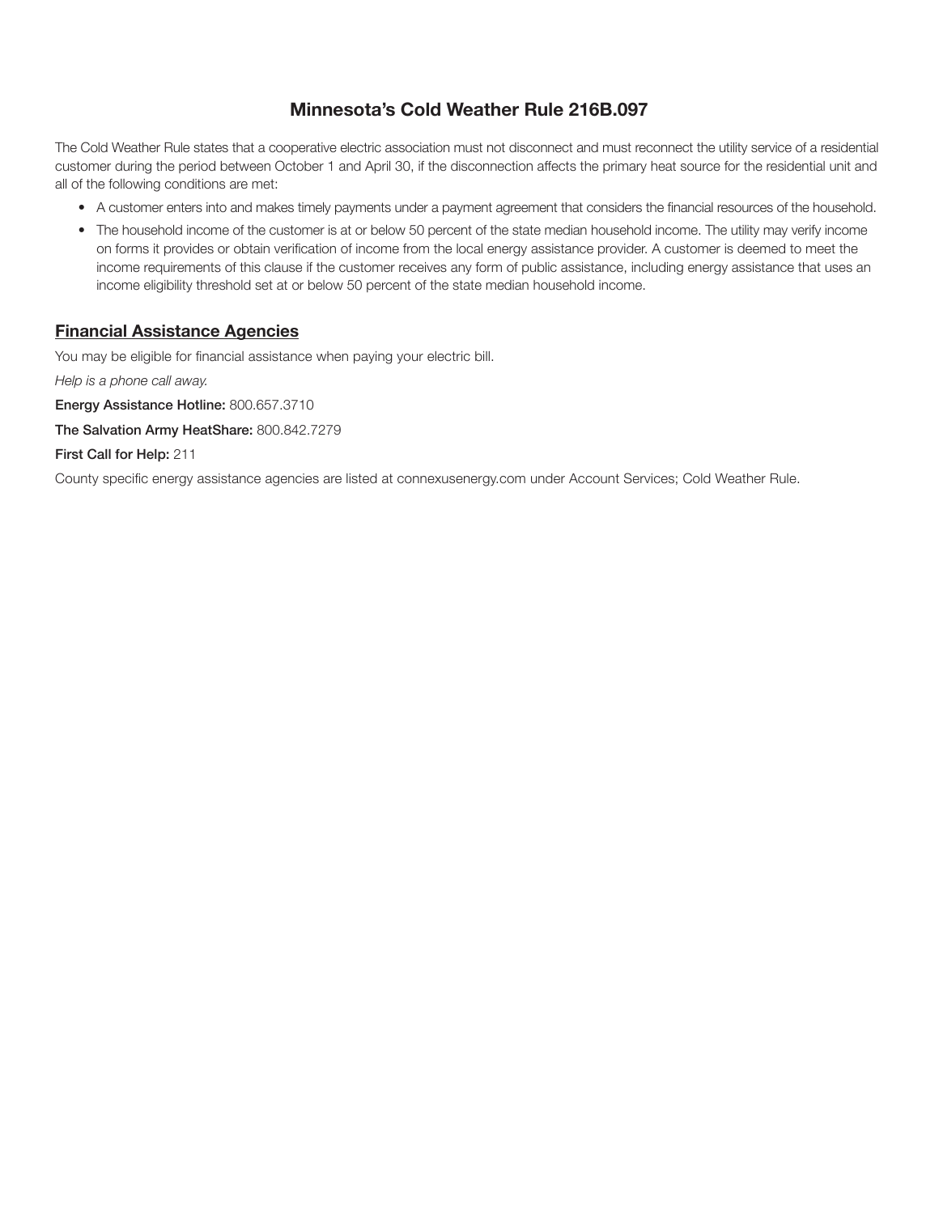# Minnesota's Cold Weather Rule 216B.097

The Cold Weather Rule states that a cooperative electric association must not disconnect and must reconnect the utility service of a residential customer during the period between October 1 and April 30, if the disconnection affects the primary heat source for the residential unit and all of the following conditions are met:

- A customer enters into and makes timely payments under a payment agreement that considers the financial resources of the household.
- The household income of the customer is at or below 50 percent of the state median household income. The utility may verify income on forms it provides or obtain verification of income from the local energy assistance provider. A customer is deemed to meet the income requirements of this clause if the customer receives any form of public assistance, including energy assistance that uses an income eligibility threshold set at or below 50 percent of the state median household income.

## Financial Assistance Agencies

You may be eligible for financial assistance when paying your electric bill.

*Help is a phone call away.*

**Energy Assistance Hotline:** 800.657.3710

**The Salvation Army HeatShare:** 800.842.7279

**First Call for Help:** 211

County specific energy assistance agencies are listed at connexusenergy.com under Account Services; Cold Weather Rule.